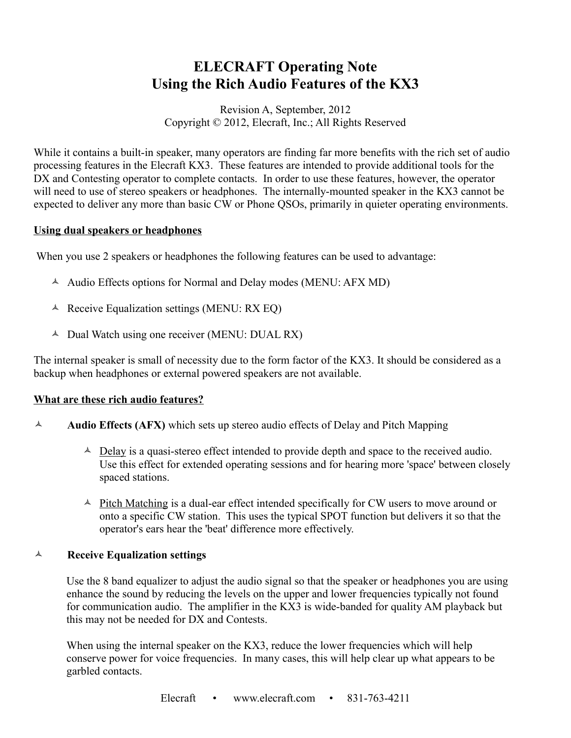# ELECRAFT Operating Note
# Using the Rich Audio Features of the KX3

Revision A, September, 2012
Copyright © 2012, Elecraft, Inc.; All Rights Reserved

While it contains a built-in speaker, many operators are finding far more benefits with the rich set of audio processing features in the Elecraft KX3. These features are intended to provide additional tools for the DX and Contesting operator to complete contacts. In order to use these features, however, the operator will need to use of stereo speakers or headphones. The internally-mounted speaker in the KX3 cannot be expected to deliver any more than basic CW or Phone QSOs, primarily in quieter operating environments.

## Using dual speakers or headphones

When you use 2 speakers or headphones the following features can be used to advantage:

- Audio Effects options for Normal and Delay modes (MENU: AFX MD)
- Receive Equalization settings (MENU: RX EQ)
- Dual Watch using one receiver (MENU: DUAL RX)

The internal speaker is small of necessity due to the form factor of the KX3. It should be considered as a backup when headphones or external powered speakers are not available.

## What are these rich audio features?

- **Audio Effects (AFX)** which sets up stereo audio effects of Delay and Pitch Mapping
  - Delay is a quasi-stereo effect intended to provide depth and space to the received audio. Use this effect for extended operating sessions and for hearing more 'space' between closely spaced stations.
  - Pitch Matching is a dual-ear effect intended specifically for CW users to move around or onto a specific CW station. This uses the typical SPOT function but delivers it so that the operator's ears hear the 'beat' difference more effectively.
- **Receive Equalization settings**

  Use the 8 band equalizer to adjust the audio signal so that the speaker or headphones you are using enhance the sound by reducing the levels on the upper and lower frequencies typically not found for communication audio. The amplifier in the KX3 is wide-banded for quality AM playback but this may not be needed for DX and Contests.

  When using the internal speaker on the KX3, reduce the lower frequencies which will help conserve power for voice frequencies. In many cases, this will help clear up what appears to be garbled contacts.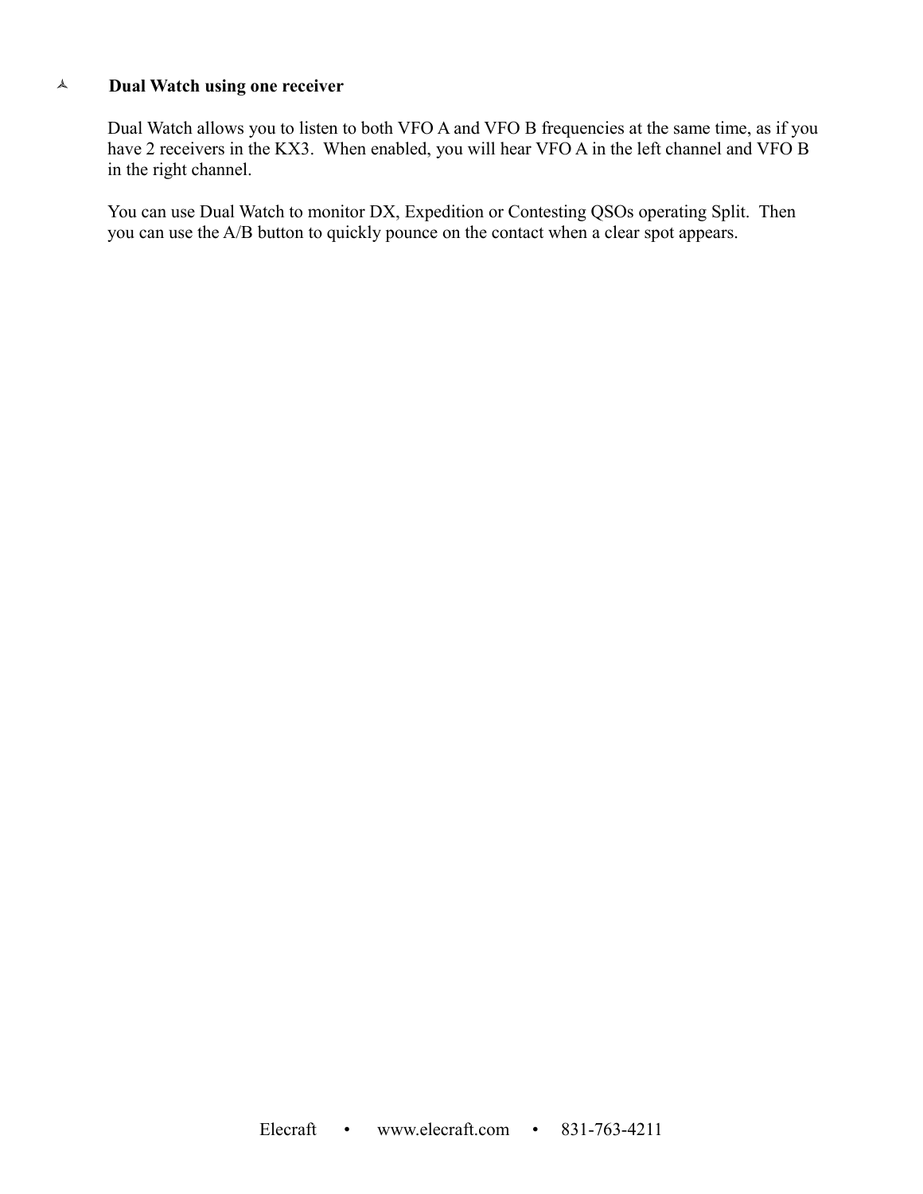### Dual Watch using one receiver

Dual Watch allows you to listen to both VFO A and VFO B frequencies at the same time, as if you have 2 receivers in the KX3. When enabled, you will hear VFO A in the left channel and VFO B in the right channel.

You can use Dual Watch to monitor DX, Expedition or Contesting QSOs operating Split. Then you can use the A/B button to quickly pounce on the contact when a clear spot appears.